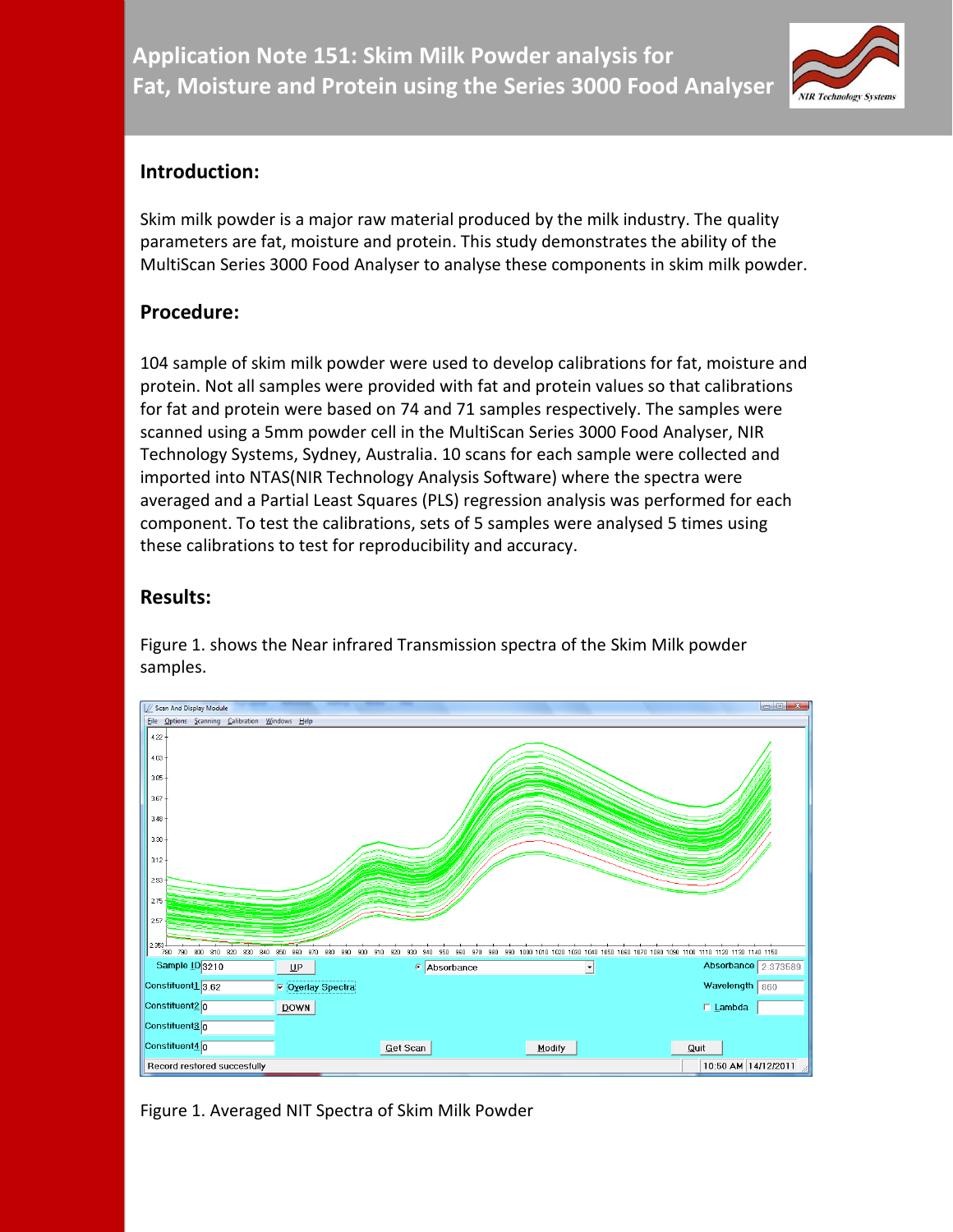# Application Note 151: Skim Milk Powder analysis for Fat, Moisture and Protein using the Series 3000 Food Analyser

## Introduction:

Skim milk powder is a major raw material produced by the milk industry. The quality parameters are fat, moisture and protein. This study demonstrates the ability of the MultiScan Series 3000 Food Analyser to analyse these components in skim milk powder.

## Procedure:

104 sample of skim milk powder were used to develop calibrations for fat, moisture and protein. Not all samples were provided with fat and protein values so that calibrations for fat and protein were based on 74 and 71 samples respectively. The samples were scanned using a 5mm powder cell in the MultiScan Series 3000 Food Analyser, NIR Technology Systems, Sydney, Australia. 10 scans for each sample were collected and imported into NTAS(NIR Technology Analysis Software) where the spectra were averaged and a Partial Least Squares (PLS) regression analysis was performed for each component. To test the calibrations, sets of 5 samples were analysed 5 times using these calibrations to test for reproducibility and accuracy.

## Results:

Figure 1. shows the Near infrared Transmission spectra of the Skim Milk powder samples.

Figure 1. Averaged NIT Spectra of Skim Milk Powder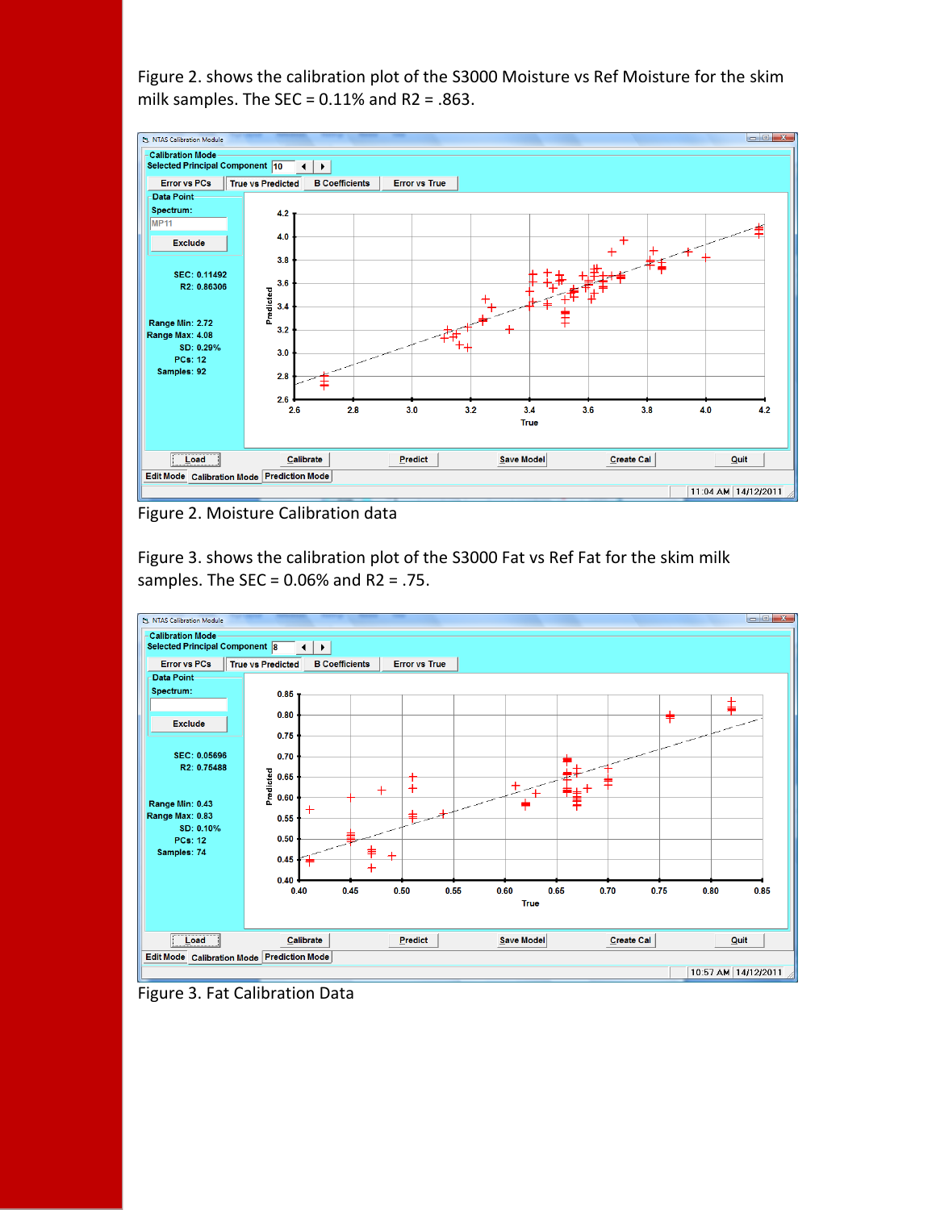Figure 2. shows the calibration plot of the S3000 Moisture vs Ref Moisture for the skim milk samples. The SEC = 0.11% and R2 = .863.

Figure 2. Moisture Calibration data

Figure 3. shows the calibration plot of the S3000 Fat vs Ref Fat for the skim milk samples. The SEC = 0.06% and R2 = .75.

Figure 3. Fat Calibration Data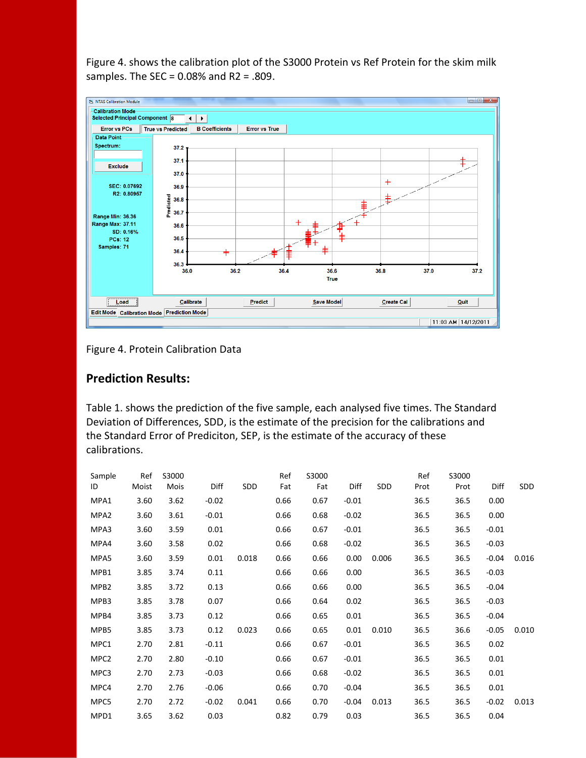Figure 4. shows the calibration plot of the S3000 Protein vs Ref Protein for the skim milk samples. The SEC = 0.08% and R2 = .809.

Figure 4. Protein Calibration Data

## Prediction Results:

Table 1. shows the prediction of the five sample, each analysed five times. The Standard Deviation of Differences, SDD, is the estimate of the precision for the calibrations and the Standard Error of Prediciton, SEP, is the estimate of the accuracy of these calibrations.

| Sample ID | Ref Moist | S3000 Mois | Diff | SDD | Ref Fat | S3000 Fat | Diff | SDD | Ref Prot | S3000 Prot | Diff | SDD |
|---|---|---|---|---|---|---|---|---|---|---|---|---|
| MPA1 | 3.60 | 3.62 | -0.02 | | 0.66 | 0.67 | -0.01 | | 36.5 | 36.5 | 0.00 | |
| MPA2 | 3.60 | 3.61 | -0.01 | | 0.66 | 0.68 | -0.02 | | 36.5 | 36.5 | 0.00 | |
| MPA3 | 3.60 | 3.59 | 0.01 | | 0.66 | 0.67 | -0.01 | | 36.5 | 36.5 | -0.01 | |
| MPA4 | 3.60 | 3.58 | 0.02 | | 0.66 | 0.68 | -0.02 | | 36.5 | 36.5 | -0.03 | |
| MPA5 | 3.60 | 3.59 | 0.01 | 0.018 | 0.66 | 0.66 | 0.00 | 0.006 | 36.5 | 36.5 | -0.04 | 0.016 |
| MPB1 | 3.85 | 3.74 | 0.11 | | 0.66 | 0.66 | 0.00 | | 36.5 | 36.5 | -0.03 | |
| MPB2 | 3.85 | 3.72 | 0.13 | | 0.66 | 0.66 | 0.00 | | 36.5 | 36.5 | -0.04 | |
| MPB3 | 3.85 | 3.78 | 0.07 | | 0.66 | 0.64 | 0.02 | | 36.5 | 36.5 | -0.03 | |
| MPB4 | 3.85 | 3.73 | 0.12 | | 0.66 | 0.65 | 0.01 | | 36.5 | 36.5 | -0.04 | |
| MPB5 | 3.85 | 3.73 | 0.12 | 0.023 | 0.66 | 0.65 | 0.01 | 0.010 | 36.5 | 36.6 | -0.05 | 0.010 |
| MPC1 | 2.70 | 2.81 | -0.11 | | 0.66 | 0.67 | -0.01 | | 36.5 | 36.5 | 0.02 | |
| MPC2 | 2.70 | 2.80 | -0.10 | | 0.66 | 0.67 | -0.01 | | 36.5 | 36.5 | 0.01 | |
| MPC3 | 2.70 | 2.73 | -0.03 | | 0.66 | 0.68 | -0.02 | | 36.5 | 36.5 | 0.01 | |
| MPC4 | 2.70 | 2.76 | -0.06 | | 0.66 | 0.70 | -0.04 | | 36.5 | 36.5 | 0.01 | |
| MPC5 | 2.70 | 2.72 | -0.02 | 0.041 | 0.66 | 0.70 | -0.04 | 0.013 | 36.5 | 36.5 | -0.02 | 0.013 |
| MPD1 | 3.65 | 3.62 | 0.03 | | 0.82 | 0.79 | 0.03 | | 36.5 | 36.5 | 0.04 | |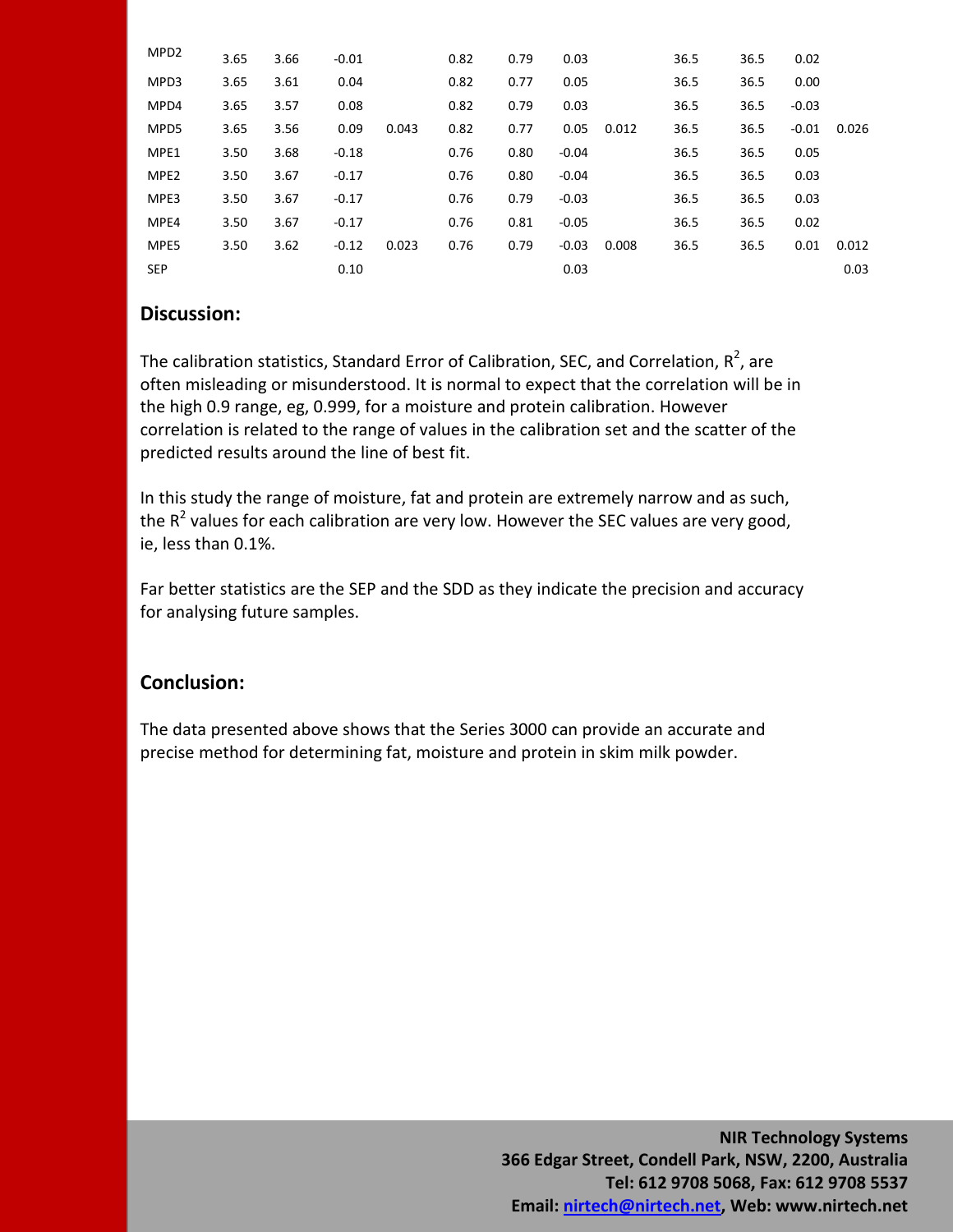| | | | | | | | | | | | | |
|---|---|---|---|---|---|---|---|---|---|---|---|---|
| MPD2 | 3.65 | 3.66 | -0.01 | | 0.82 | 0.79 | 0.03 | | 36.5 | 36.5 | 0.02 | |
| MPD3 | 3.65 | 3.61 | 0.04 | | 0.82 | 0.77 | 0.05 | | 36.5 | 36.5 | 0.00 | |
| MPD4 | 3.65 | 3.57 | 0.08 | | 0.82 | 0.79 | 0.03 | | 36.5 | 36.5 | -0.03 | |
| MPD5 | 3.65 | 3.56 | 0.09 | 0.043 | 0.82 | 0.77 | 0.05 | 0.012 | 36.5 | 36.5 | -0.01 | 0.026 |
| MPE1 | 3.50 | 3.68 | -0.18 | | 0.76 | 0.80 | -0.04 | | 36.5 | 36.5 | 0.05 | |
| MPE2 | 3.50 | 3.67 | -0.17 | | 0.76 | 0.80 | -0.04 | | 36.5 | 36.5 | 0.03 | |
| MPE3 | 3.50 | 3.67 | -0.17 | | 0.76 | 0.79 | -0.03 | | 36.5 | 36.5 | 0.03 | |
| MPE4 | 3.50 | 3.67 | -0.17 | | 0.76 | 0.81 | -0.05 | | 36.5 | 36.5 | 0.02 | |
| MPE5 | 3.50 | 3.62 | -0.12 | 0.023 | 0.76 | 0.79 | -0.03 | 0.008 | 36.5 | 36.5 | 0.01 | 0.012 |
| SEP | | | 0.10 | | | | 0.03 | | | | | 0.03 |

## Discussion:

The calibration statistics, Standard Error of Calibration, SEC, and Correlation, $R^2$, are often misleading or misunderstood. It is normal to expect that the correlation will be in the high 0.9 range, eg, 0.999, for a moisture and protein calibration. However correlation is related to the range of values in the calibration set and the scatter of the predicted results around the line of best fit.

In this study the range of moisture, fat and protein are extremely narrow and as such, the $R^2$ values for each calibration are very low. However the SEC values are very good, ie, less than 0.1%.

Far better statistics are the SEP and the SDD as they indicate the precision and accuracy for analysing future samples.

## Conclusion:

The data presented above shows that the Series 3000 can provide an accurate and precise method for determining fat, moisture and protein in skim milk powder.

**NIR Technology Systems**
**366 Edgar Street, Condell Park, NSW, 2200, Australia**
**Tel: 612 9708 5068, Fax: 612 9708 5537**
**Email: nirtech@nirtech.net, Web: www.nirtech.net**